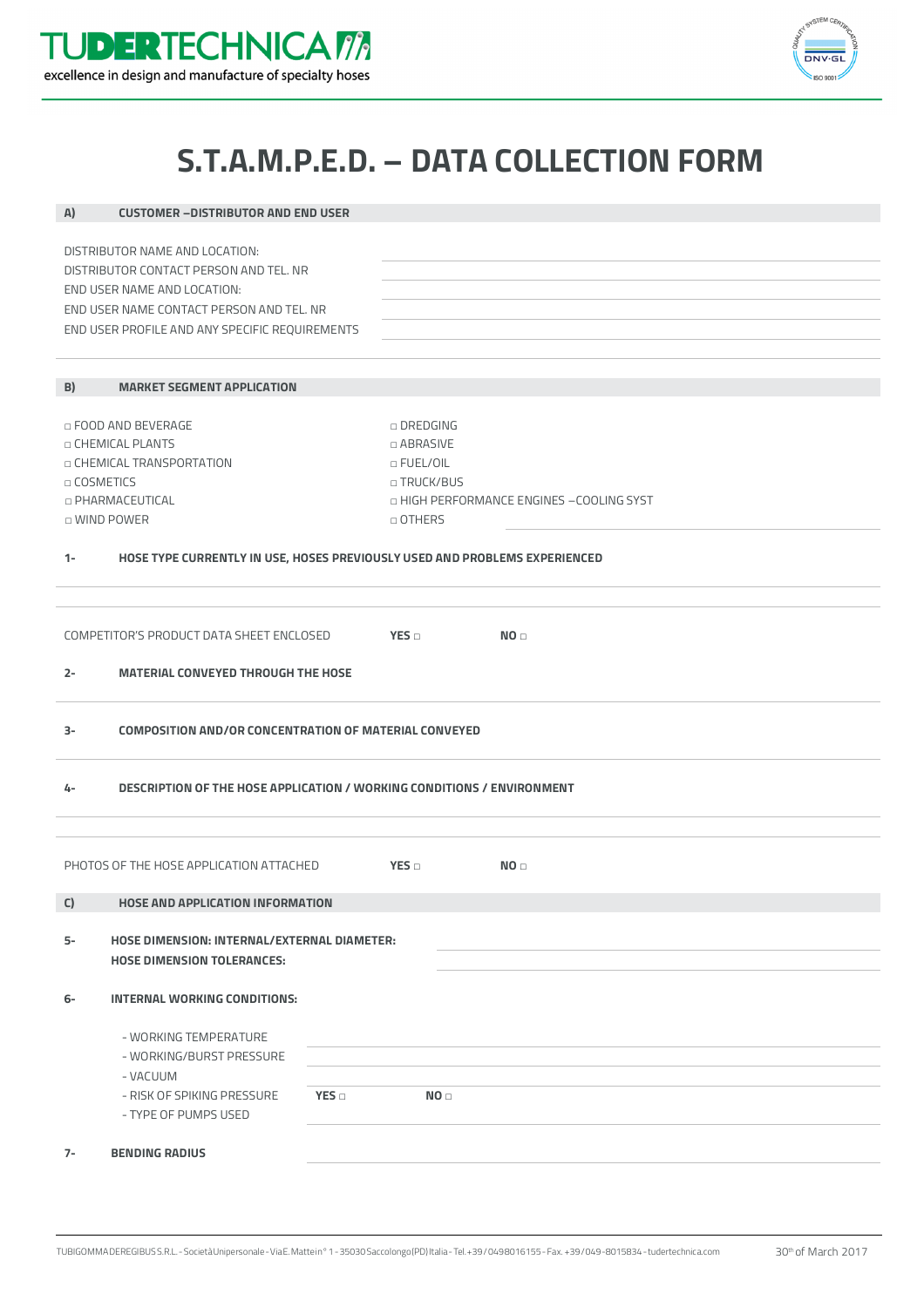TUDERTECHNICA

excellence in design and manufacture of specialty hoses

# S.T.A.M.P.E.D. – DATA COLLECTION FORM

## A) CUSTOMER –DISTRIBUTOR AND END USER

DISTRIBUTOR NAME AND LOCATION:

DISTRIBUTOR CONTACT PERSON AND TEL. NR

END USER NAME AND LOCATION:

END USER NAME CONTACT PERSON AND TEL. NR

END USER PROFILE AND ANY SPECIFIC REQUIREMENTS

## B) MARKET SEGMENT APPLICATION

- □ FOOD AND BEVERAGE
- □ CHEMICAL PLANTS
- □ CHEMICAL TRANSPORTATION
- □ COSMETICS
- □ PHARMACEUTICAL
- □ WIND POWER
- □ DREDGING
- □ ABRASIVE
- □ FUEL/OIL
- □ TRUCK/BUS
- □ HIGH PERFORMANCE ENGINES –COOLING SYST
- □ OTHERS

**1- HOSE TYPE CURRENTLY IN USE, HOSES PREVIOUSLY USED AND PROBLEMS EXPERIENCED**

COMPETITOR'S PRODUCT DATA SHEET ENCLOSED **YES** □ **NO** □

**2- MATERIAL CONVEYED THROUGH THE HOSE**

**3- COMPOSITION AND/OR CONCENTRATION OF MATERIAL CONVEYED**

**4- DESCRIPTION OF THE HOSE APPLICATION / WORKING CONDITIONS / ENVIRONMENT**

PHOTOS OF THE HOSE APPLICATION ATTACHED **YES** □ **NO** □

## C) HOSE AND APPLICATION INFORMATION

**5- HOSE DIMENSION: INTERNAL/EXTERNAL DIAMETER:**

**HOSE DIMENSION TOLERANCES:**

**6- INTERNAL WORKING CONDITIONS:**

- WORKING TEMPERATURE
- WORKING/BURST PRESSURE
- VACUUM
- RISK OF SPIKING PRESSURE **YES** □ **NO** □
- TYPE OF PUMPS USED

**7- BENDING RADIUS**

TUBIGOMMADEREGIBUS S.R.L. - Società Unipersonale - Via E. Mattei n° 1 - 35030 Saccolongo (PD) Italia - Tel. +39 / 0498016155 - Fax. +39 / 049-8015834 - tudertechnica.com

30th of March 2017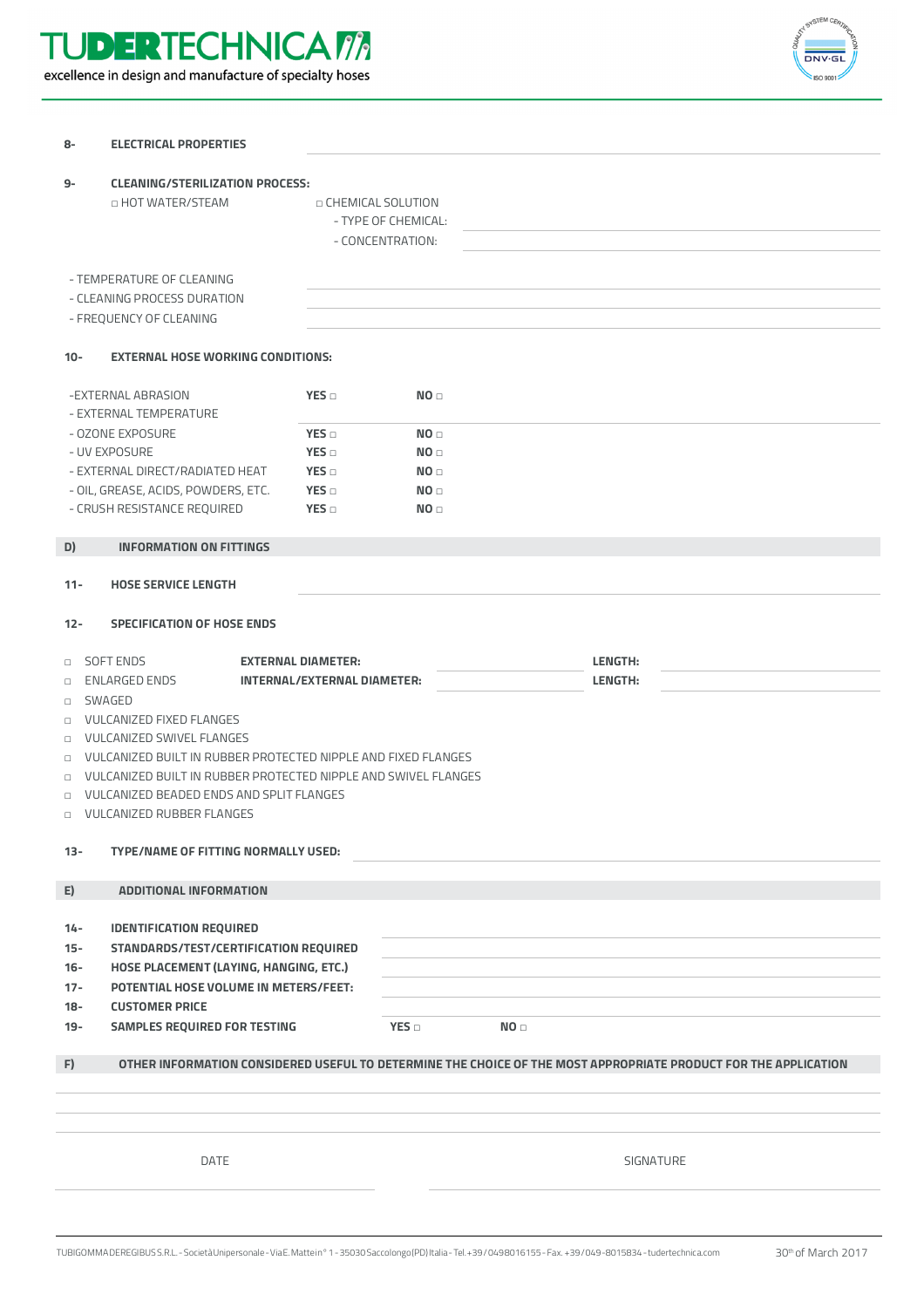TUDERTECHNICA

excellence in design and manufacture of specialty hoses

**8- ELECTRICAL PROPERTIES**

**9- CLEANING/STERILIZATION PROCESS:**

□ HOT WATER/STEAM

□ CHEMICAL SOLUTION
- TYPE OF CHEMICAL:
- CONCENTRATION:

- TEMPERATURE OF CLEANING
- CLEANING PROCESS DURATION
- FREQUENCY OF CLEANING

**10- EXTERNAL HOSE WORKING CONDITIONS:**

| | | |
|---|---|---|
| -EXTERNAL ABRASION | **YES** □ | **NO** □ |
| - EXTERNAL TEMPERATURE | | |
| - OZONE EXPOSURE | **YES** □ | **NO** □ |
| - UV EXPOSURE | **YES** □ | **NO** □ |
| - EXTERNAL DIRECT/RADIATED HEAT | **YES** □ | **NO** □ |
| - OIL, GREASE, ACIDS, POWDERS, ETC. | **YES** □ | **NO** □ |
| - CRUSH RESISTANCE REQUIRED | **YES** □ | **NO** □ |

## D) INFORMATION ON FITTINGS

**11- HOSE SERVICE LENGTH**

**12- SPECIFICATION OF HOSE ENDS**

- □ SOFT ENDS — **EXTERNAL DIAMETER:** — **LENGTH:**
- □ ENLARGED ENDS — **INTERNAL/EXTERNAL DIAMETER:** — **LENGTH:**
- □ SWAGED
- □ VULCANIZED FIXED FLANGES
- □ VULCANIZED SWIVEL FLANGES
- □ VULCANIZED BUILT IN RUBBER PROTECTED NIPPLE AND FIXED FLANGES
- □ VULCANIZED BUILT IN RUBBER PROTECTED NIPPLE AND SWIVEL FLANGES
- □ VULCANIZED BEADED ENDS AND SPLIT FLANGES
- □ VULCANIZED RUBBER FLANGES

**13- TYPE/NAME OF FITTING NORMALLY USED:**

## E) ADDITIONAL INFORMATION

**14- IDENTIFICATION REQUIRED**

**15- STANDARDS/TEST/CERTIFICATION REQUIRED**

**16- HOSE PLACEMENT (LAYING, HANGING, ETC.)**

**17- POTENTIAL HOSE VOLUME IN METERS/FEET:**

**18- CUSTOMER PRICE**

**19- SAMPLES REQUIRED FOR TESTING** **YES** □ **NO** □

## F) OTHER INFORMATION CONSIDERED USEFUL TO DETERMINE THE CHOICE OF THE MOST APPROPRIATE PRODUCT FOR THE APPLICATION

DATE

SIGNATURE

TUBIGOMMADEREGIBUS S.R.L. - Società Unipersonale - Via E. Mattei n° 1 - 35030 Saccolongo (PD) Italia - Tel. +39 / 0498016155 - Fax. +39 / 049-8015834 - tudertechnica.com

30th of March 2017